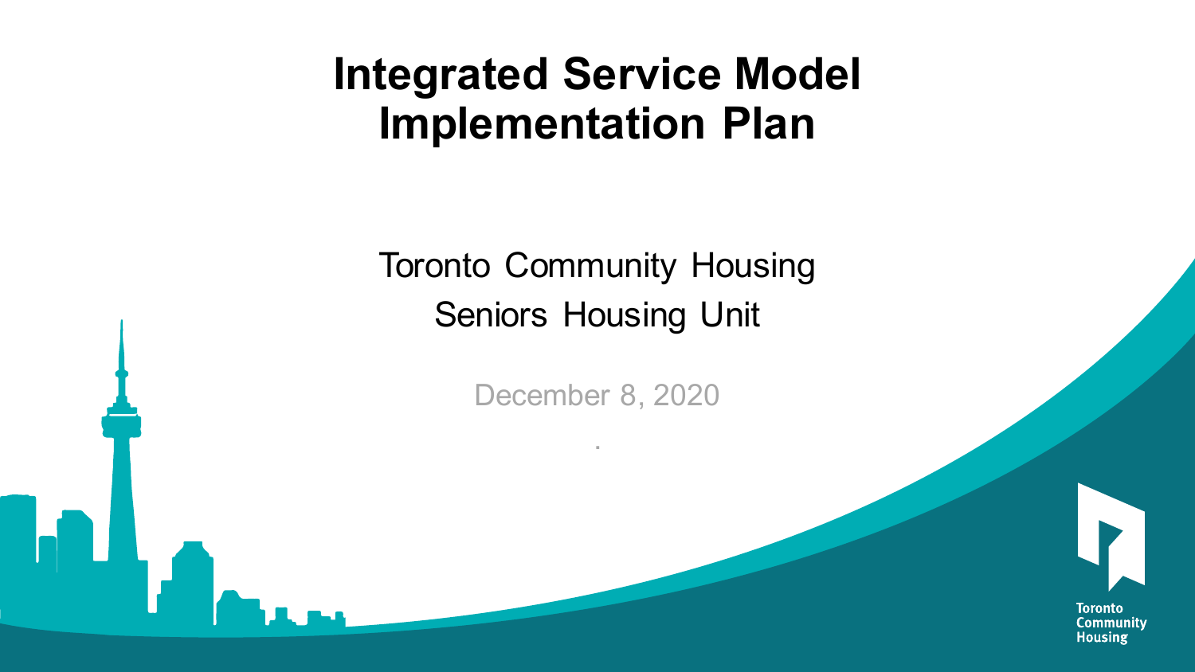# Integrated Service Model Implementation Plan

Toronto Community Housing
Seniors Housing Unit

December 8, 2020

Toronto Community Housing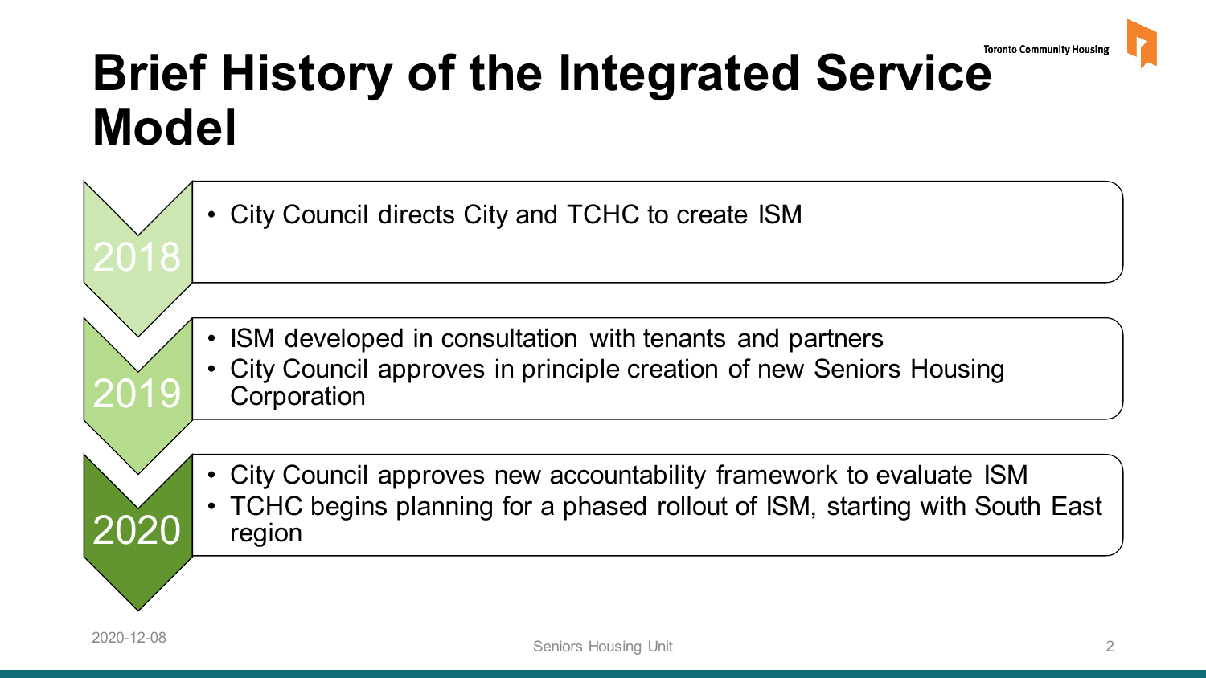# Brief History of the Integrated Service Model

**2018**

- City Council directs City and TCHC to create ISM

**2019**

- ISM developed in consultation with tenants and partners
- City Council approves in principle creation of new Seniors Housing Corporation

**2020**

- City Council approves new accountability framework to evaluate ISM
- TCHC begins planning for a phased rollout of ISM, starting with South East region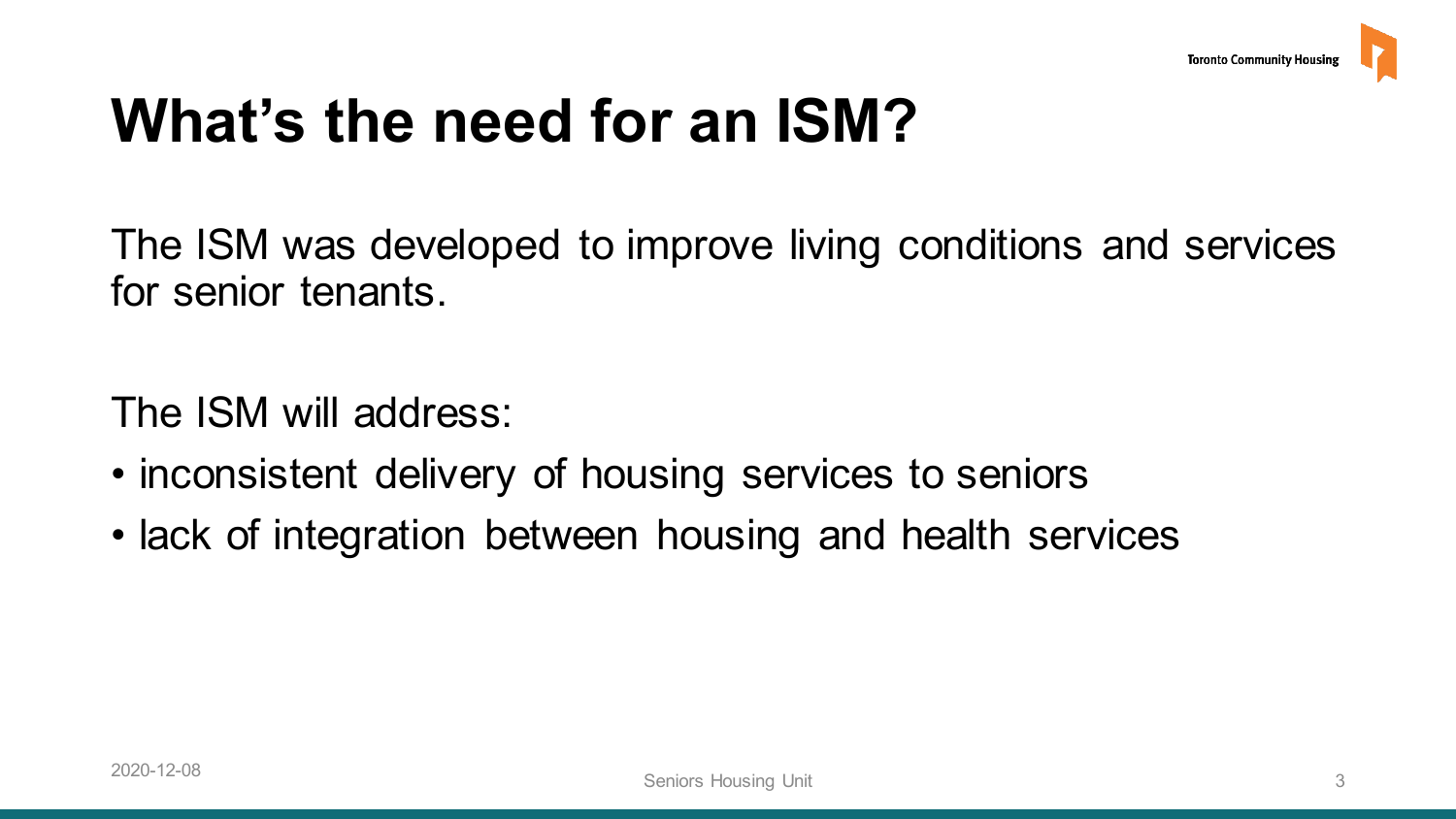# What's the need for an ISM?

The ISM was developed to improve living conditions and services for senior tenants.

The ISM will address:

- inconsistent delivery of housing services to seniors
- lack of integration between housing and health services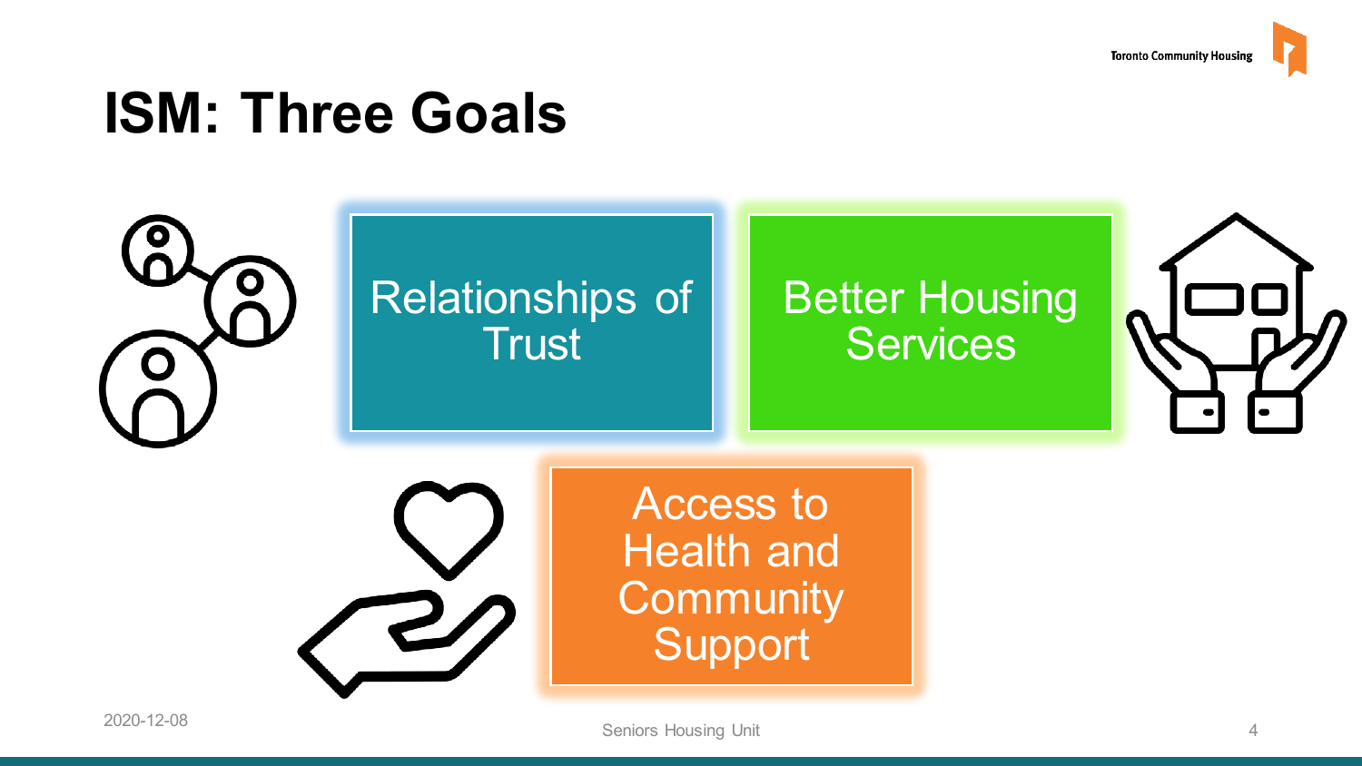# ISM: Three Goals

- Relationships of Trust
- Better Housing Services
- Access to Health and Community Support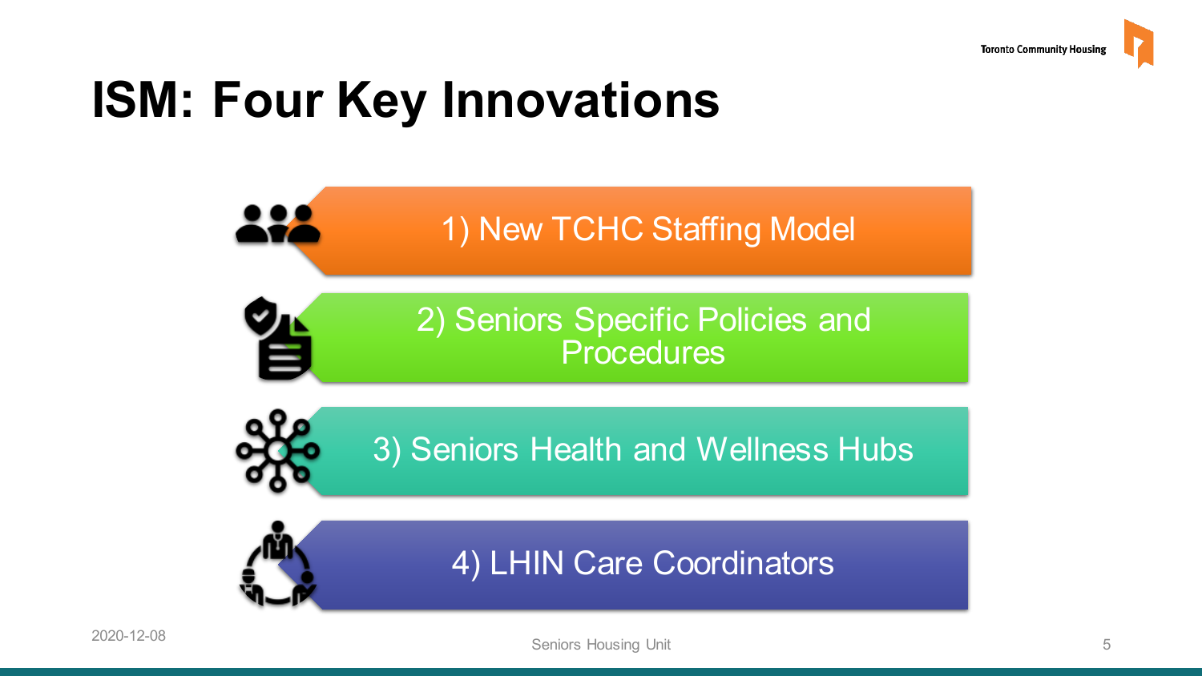# ISM: Four Key Innovations

1) New TCHC Staffing Model
2) Seniors Specific Policies and Procedures
3) Seniors Health and Wellness Hubs
4) LHIN Care Coordinators

2020-12-08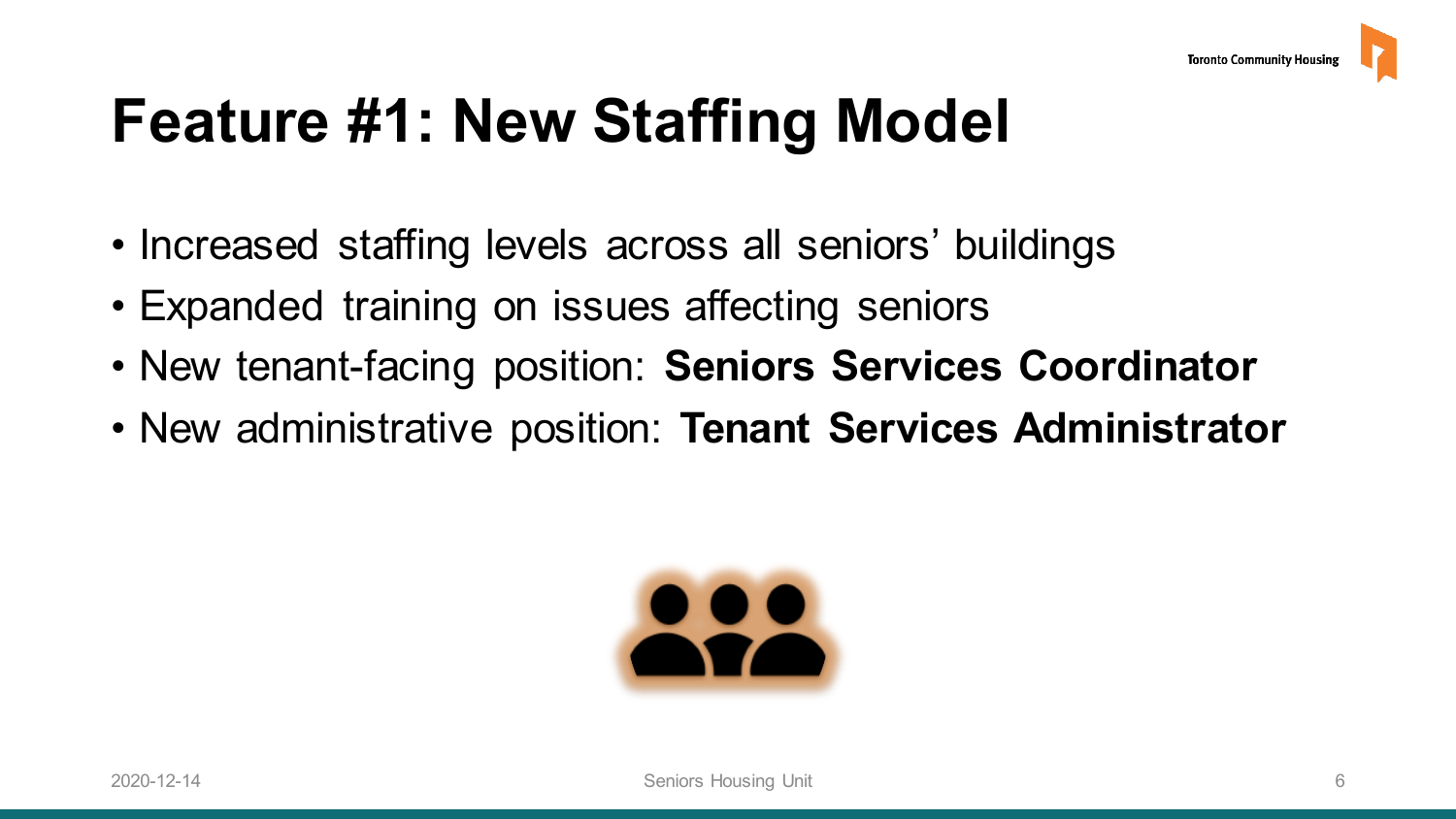# Feature #1: New Staffing Model

- Increased staffing levels across all seniors' buildings
- Expanded training on issues affecting seniors
- New tenant-facing position: **Seniors Services Coordinator**
- New administrative position: **Tenant Services Administrator**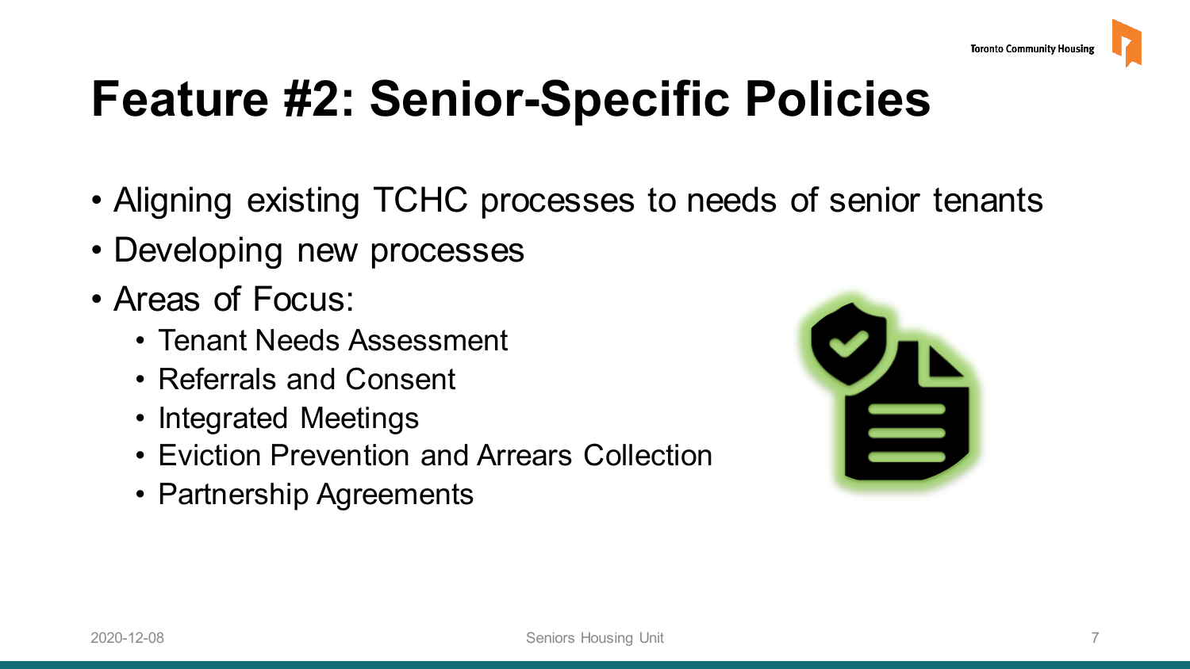# Feature #2: Senior-Specific Policies

- Aligning existing TCHC processes to needs of senior tenants
- Developing new processes
- Areas of Focus:
  - Tenant Needs Assessment
  - Referrals and Consent
  - Integrated Meetings
  - Eviction Prevention and Arrears Collection
  - Partnership Agreements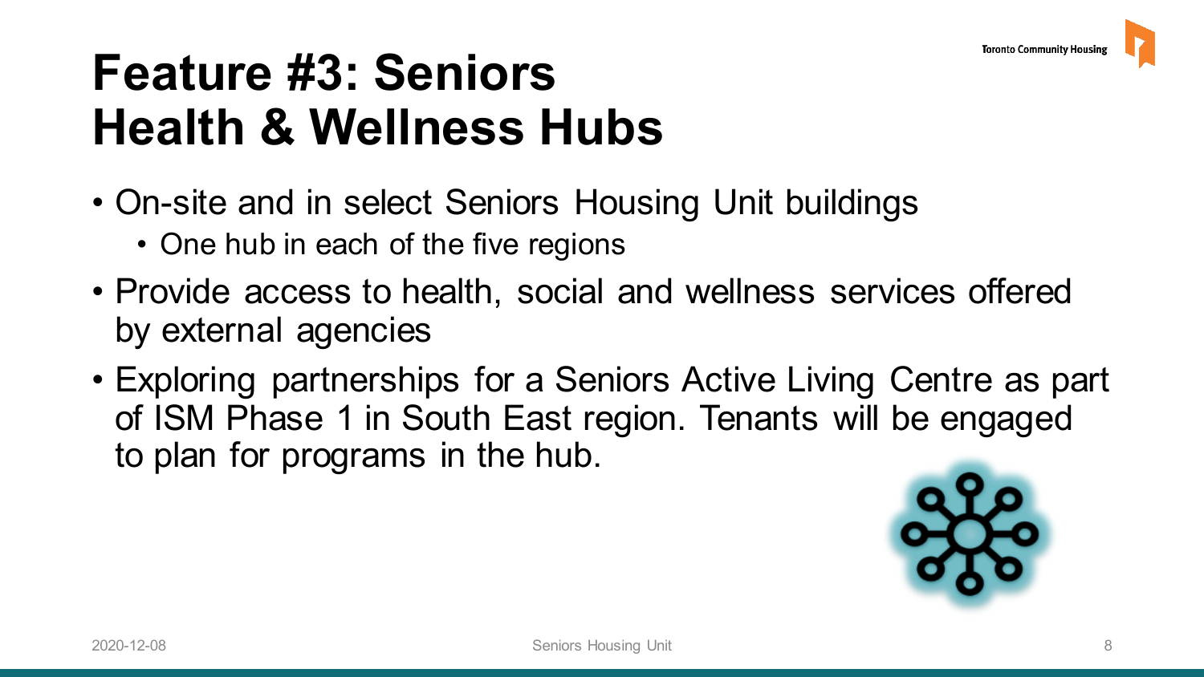# Feature #3: Seniors Health & Wellness Hubs

- On-site and in select Seniors Housing Unit buildings
  - One hub in each of the five regions
- Provide access to health, social and wellness services offered by external agencies
- Exploring partnerships for a Seniors Active Living Centre as part of ISM Phase 1 in South East region. Tenants will be engaged to plan for programs in the hub.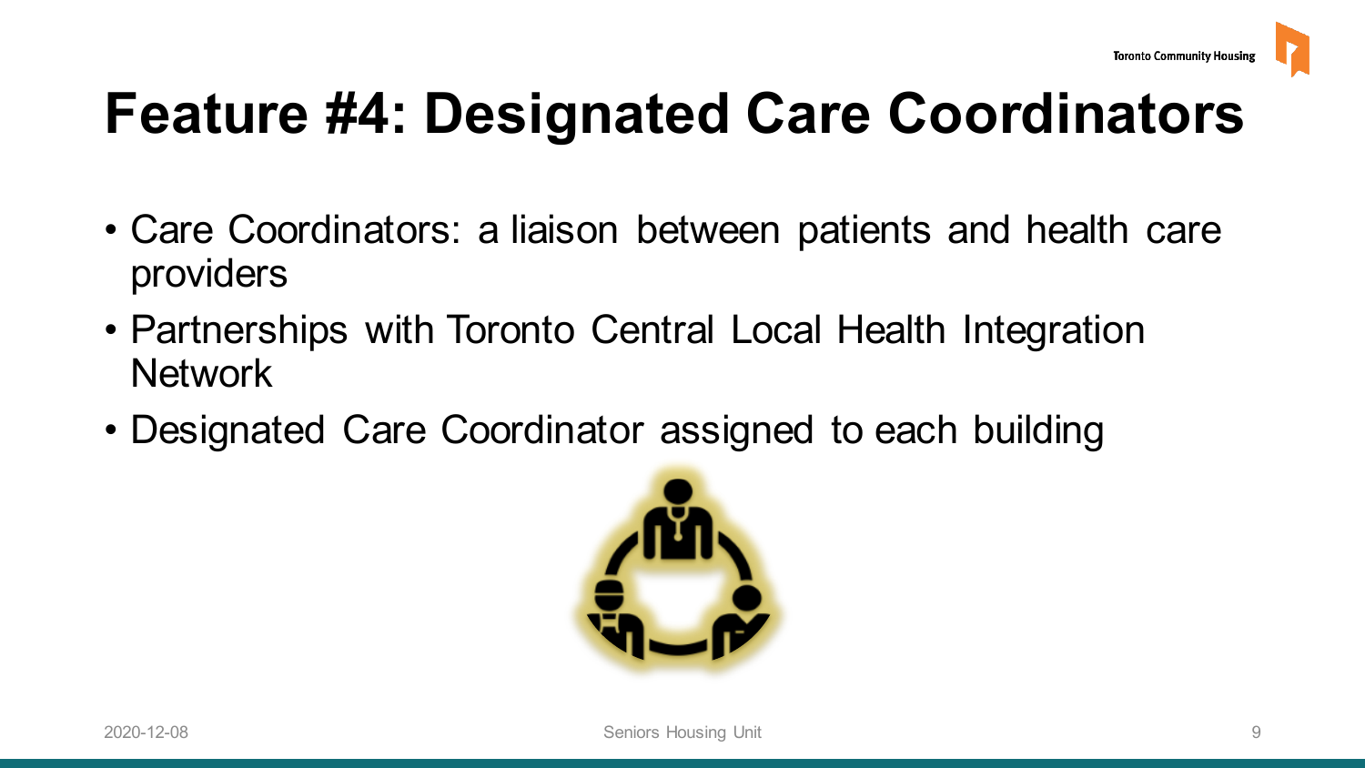# Feature #4: Designated Care Coordinators

- Care Coordinators: a liaison between patients and health care providers
- Partnerships with Toronto Central Local Health Integration Network
- Designated Care Coordinator assigned to each building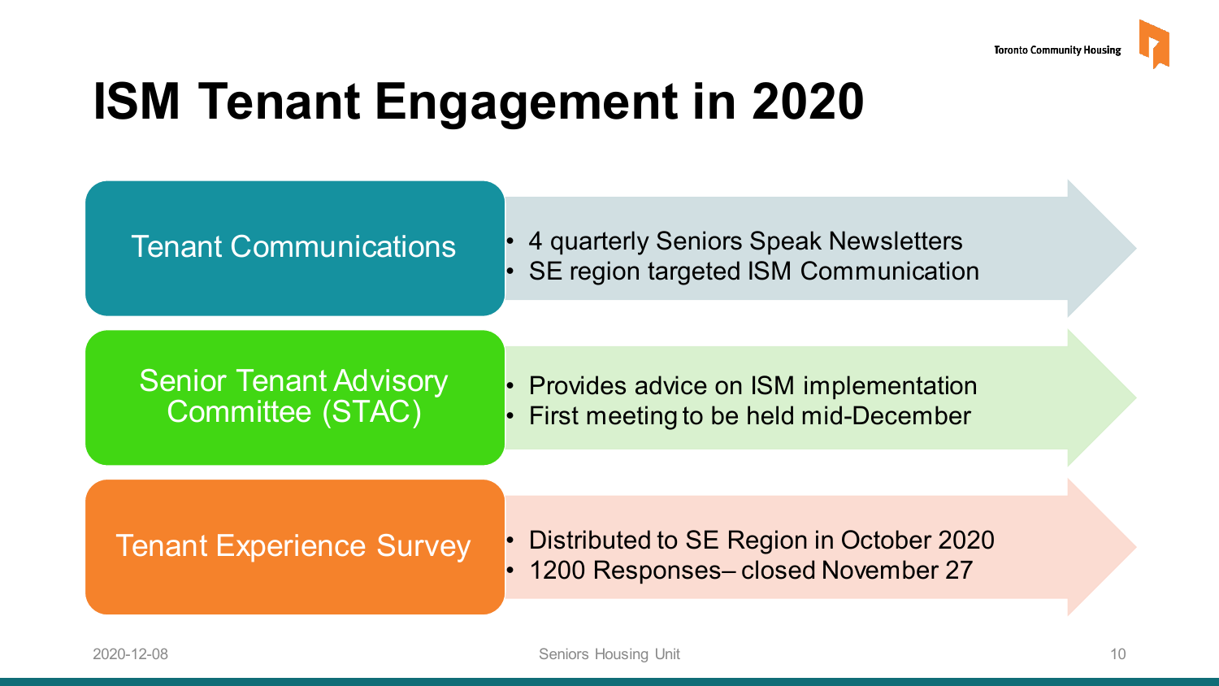# ISM Tenant Engagement in 2020

## Tenant Communications

- 4 quarterly Seniors Speak Newsletters
- SE region targeted ISM Communication

## Senior Tenant Advisory Committee (STAC)

- Provides advice on ISM implementation
- First meeting to be held mid-December

## Tenant Experience Survey

- Distributed to SE Region in October 2020
- 1200 Responses– closed November 27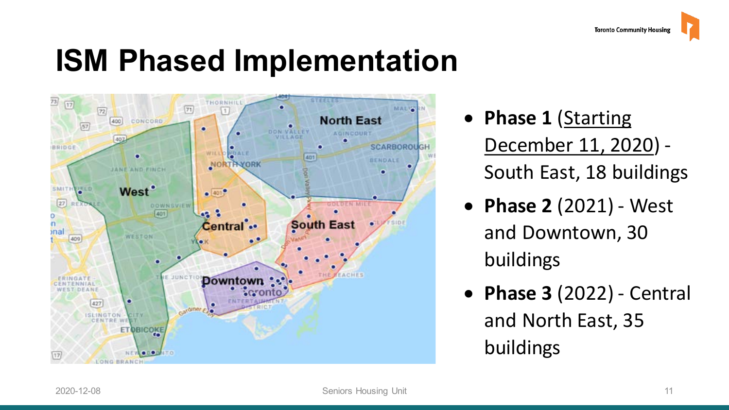# ISM Phased Implementation

- **Phase 1** (Starting December 11, 2020) - South East, 18 buildings
- **Phase 2** (2021) - West and Downtown, 30 buildings
- **Phase 3** (2022) - Central and North East, 35 buildings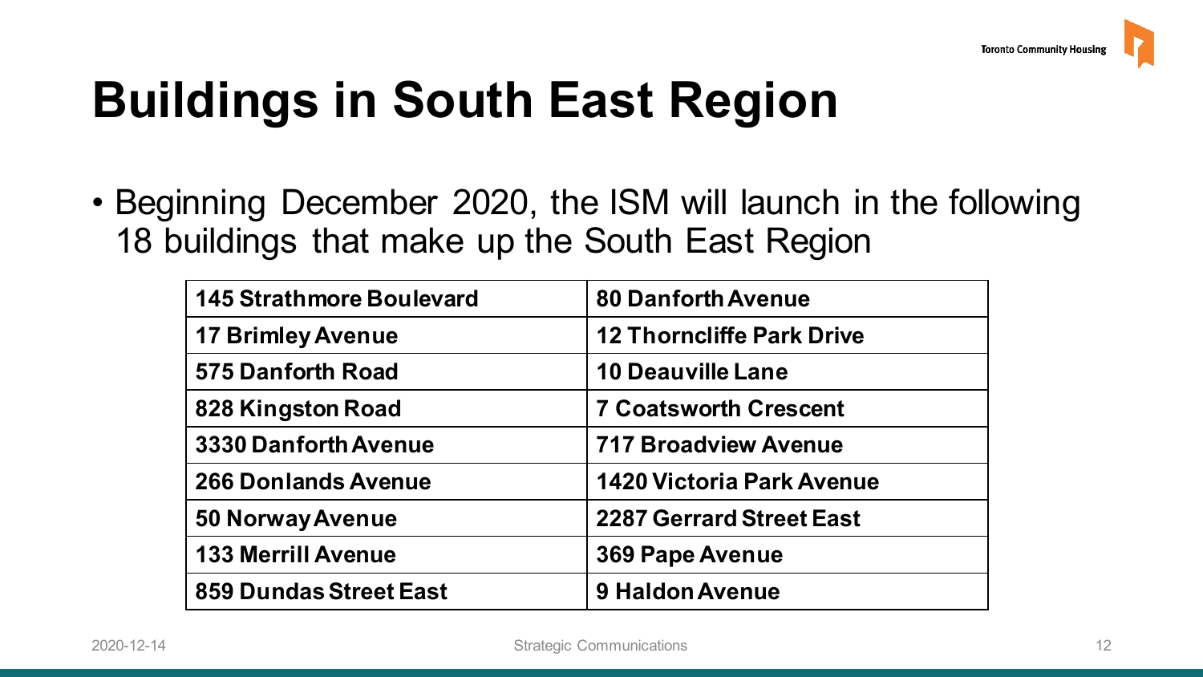# Buildings in South East Region

- Beginning December 2020, the ISM will launch in the following 18 buildings that make up the South East Region

| | |
|---|---|
| **145 Strathmore Boulevard** | **80 Danforth Avenue** |
| **17 Brimley Avenue** | **12 Thorncliffe Park Drive** |
| **575 Danforth Road** | **10 Deauville Lane** |
| **828 Kingston Road** | **7 Coatsworth Crescent** |
| **3330 Danforth Avenue** | **717 Broadview Avenue** |
| **266 Donlands Avenue** | **1420 Victoria Park Avenue** |
| **50 Norway Avenue** | **2287 Gerrard Street East** |
| **133 Merrill Avenue** | **369 Pape Avenue** |
| **859 Dundas Street East** | **9 Haldon Avenue** |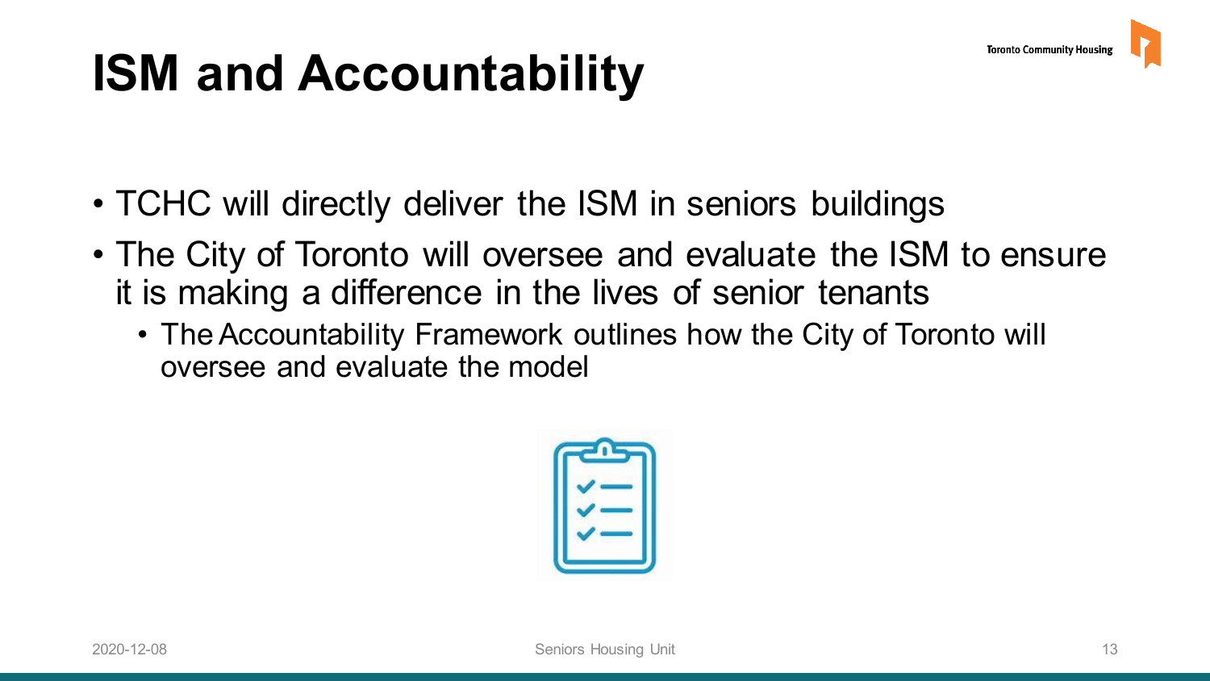# ISM and Accountability

- TCHC will directly deliver the ISM in seniors buildings
- The City of Toronto will oversee and evaluate the ISM to ensure it is making a difference in the lives of senior tenants
  - The Accountability Framework outlines how the City of Toronto will oversee and evaluate the model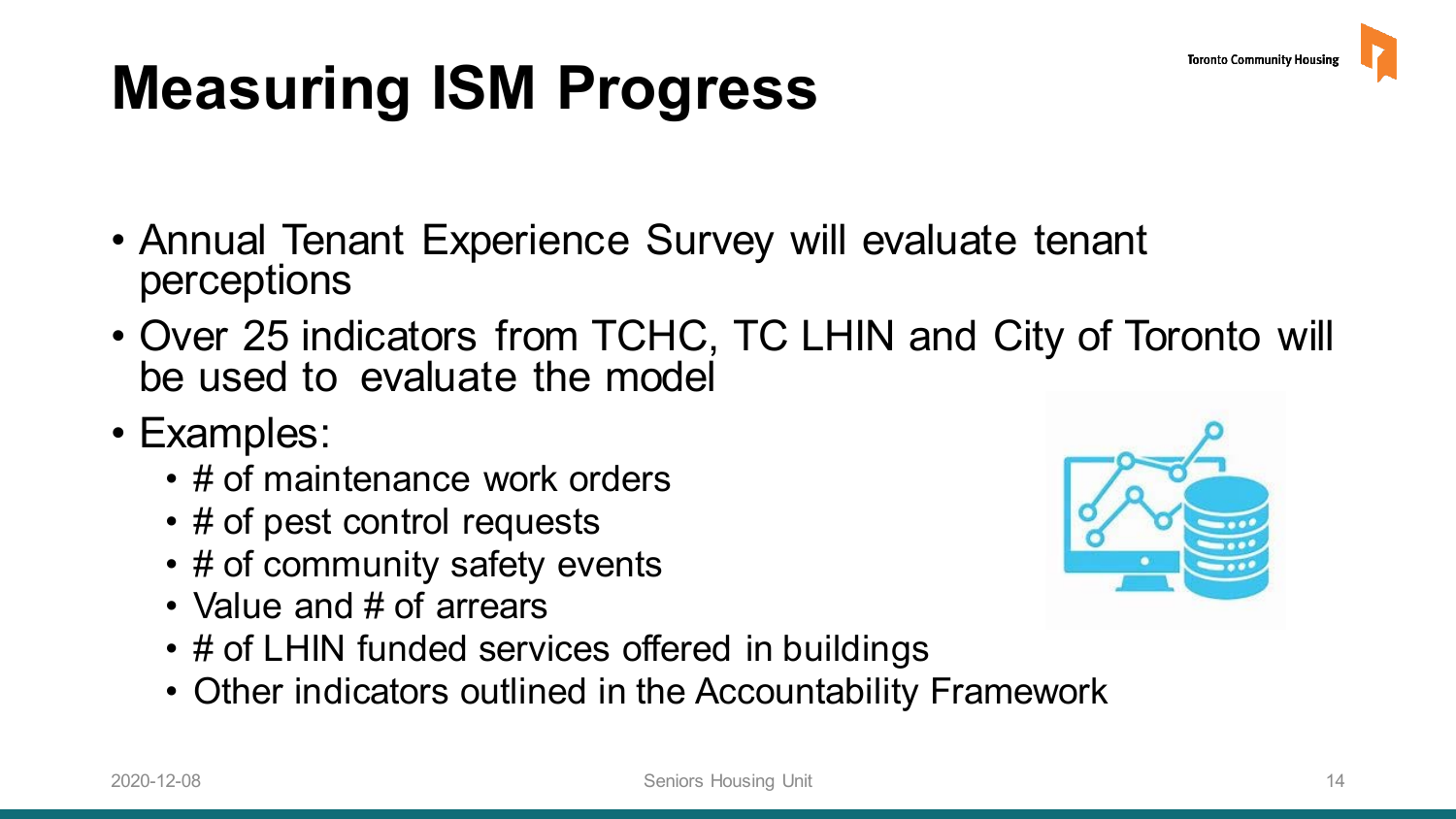# Measuring ISM Progress

- Annual Tenant Experience Survey will evaluate tenant perceptions
- Over 25 indicators from TCHC, TC LHIN and City of Toronto will be used to evaluate the model
- Examples:
  - # of maintenance work orders
  - # of pest control requests
  - # of community safety events
  - Value and # of arrears
  - # of LHIN funded services offered in buildings
  - Other indicators outlined in the Accountability Framework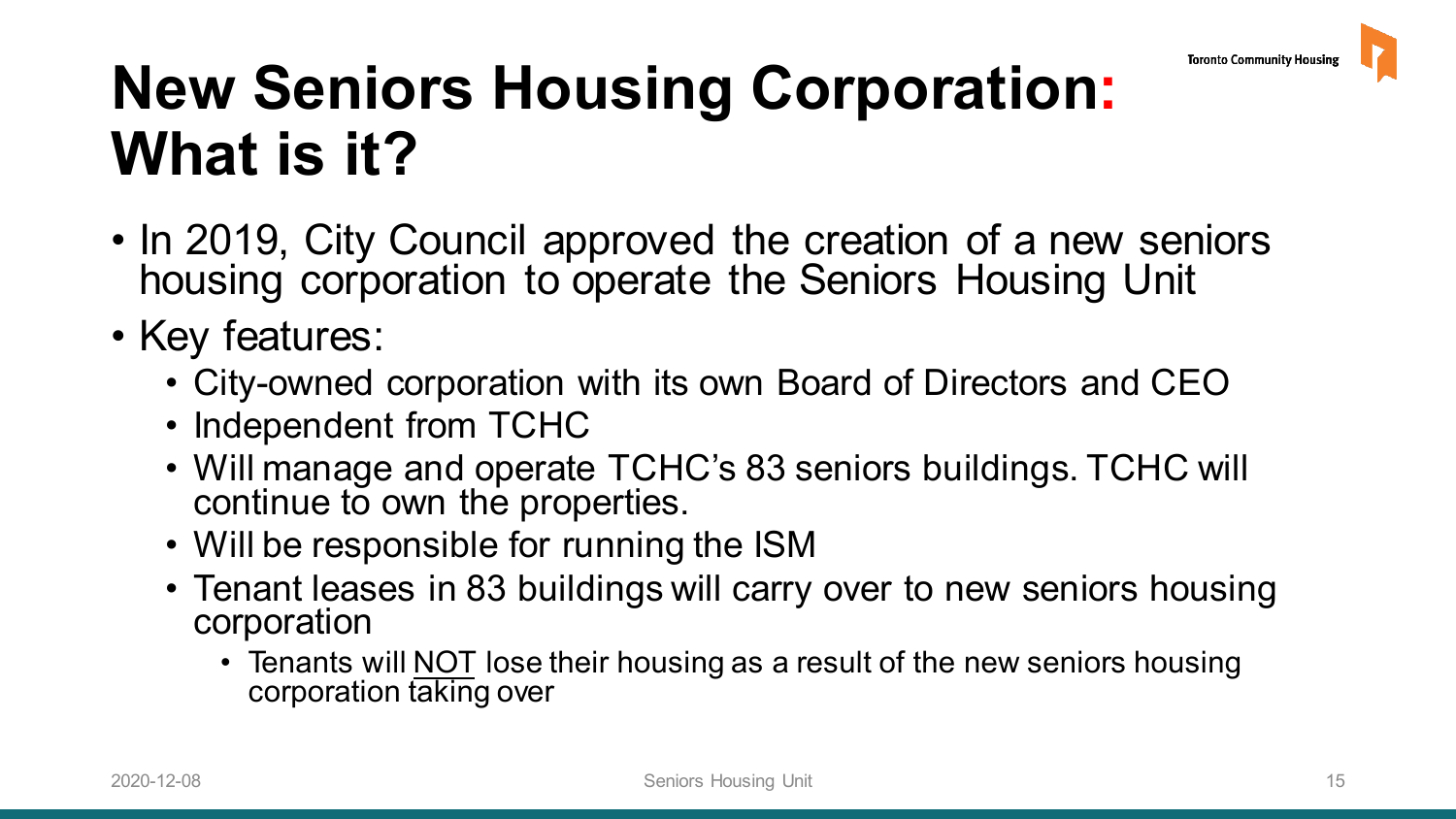# New Seniors Housing Corporation: What is it?

- In 2019, City Council approved the creation of a new seniors housing corporation to operate the Seniors Housing Unit
- Key features:
  - City-owned corporation with its own Board of Directors and CEO
  - Independent from TCHC
  - Will manage and operate TCHC's 83 seniors buildings. TCHC will continue to own the properties.
  - Will be responsible for running the ISM
  - Tenant leases in 83 buildings will carry over to new seniors housing corporation
    - Tenants will <u>NOT</u> lose their housing as a result of the new seniors housing corporation taking over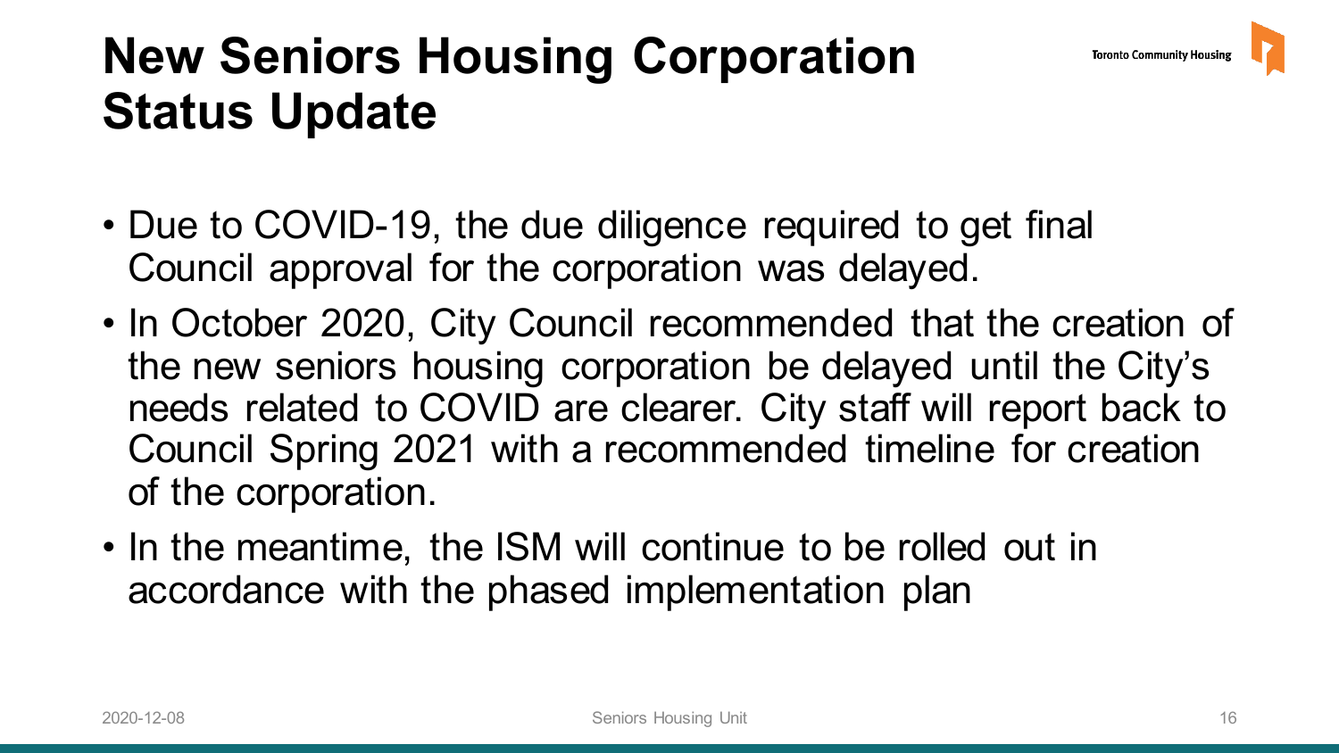# New Seniors Housing Corporation Status Update

- Due to COVID-19, the due diligence required to get final Council approval for the corporation was delayed.
- In October 2020, City Council recommended that the creation of the new seniors housing corporation be delayed until the City's needs related to COVID are clearer. City staff will report back to Council Spring 2021 with a recommended timeline for creation of the corporation.
- In the meantime, the ISM will continue to be rolled out in accordance with the phased implementation plan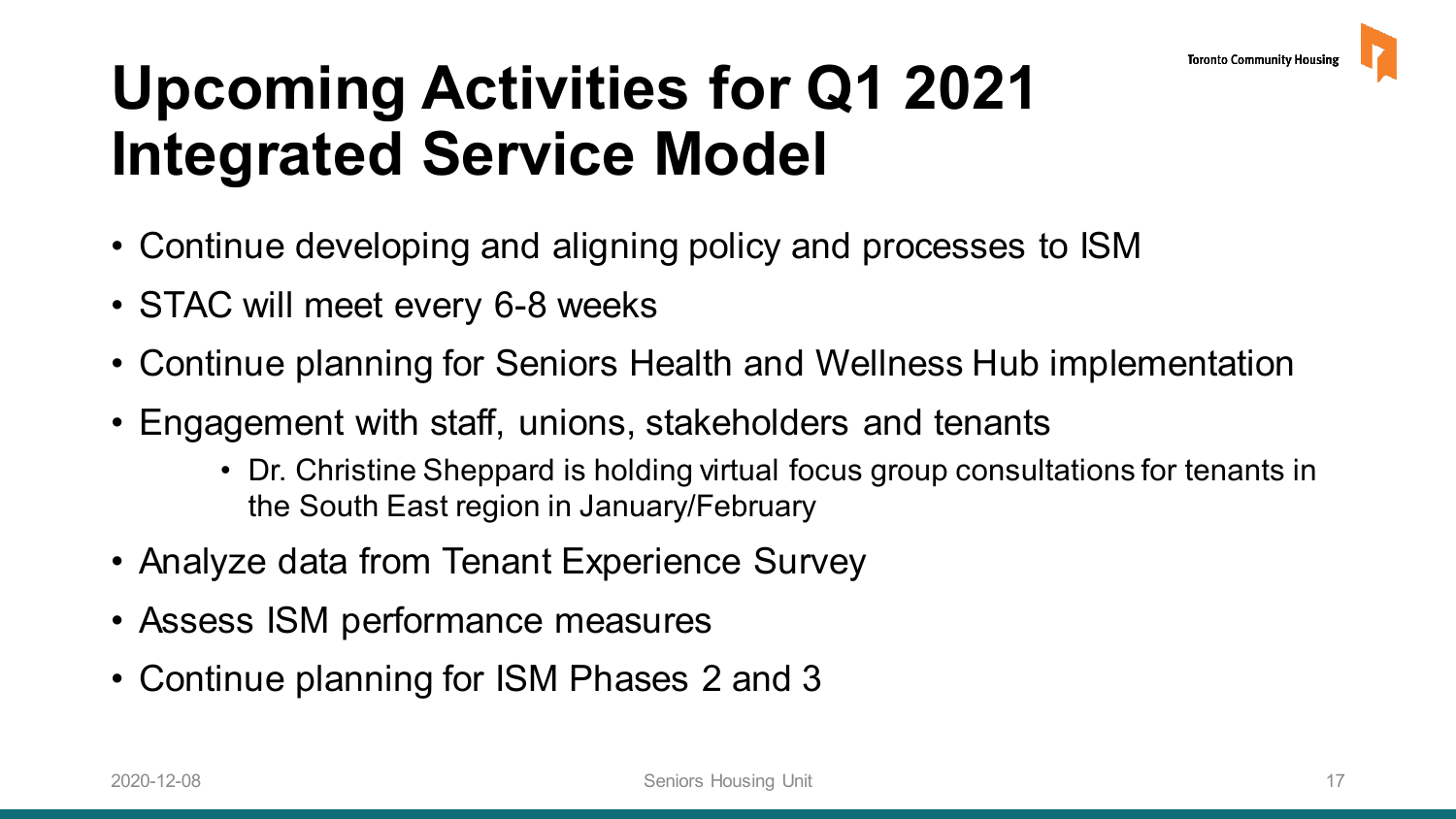# Upcoming Activities for Q1 2021 Integrated Service Model

- Continue developing and aligning policy and processes to ISM
- STAC will meet every 6-8 weeks
- Continue planning for Seniors Health and Wellness Hub implementation
- Engagement with staff, unions, stakeholders and tenants
  - Dr. Christine Sheppard is holding virtual focus group consultations for tenants in the South East region in January/February
- Analyze data from Tenant Experience Survey
- Assess ISM performance measures
- Continue planning for ISM Phases 2 and 3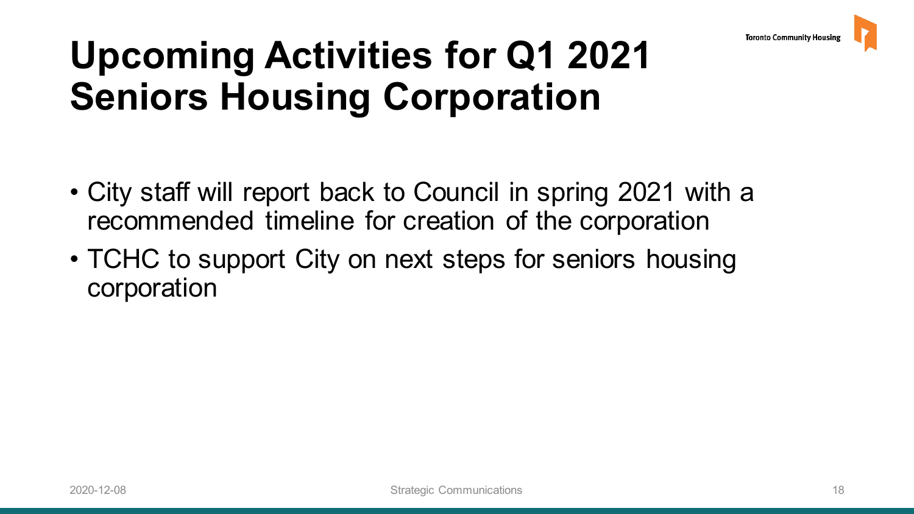# Upcoming Activities for Q1 2021 Seniors Housing Corporation

- City staff will report back to Council in spring 2021 with a recommended timeline for creation of the corporation
- TCHC to support City on next steps for seniors housing corporation